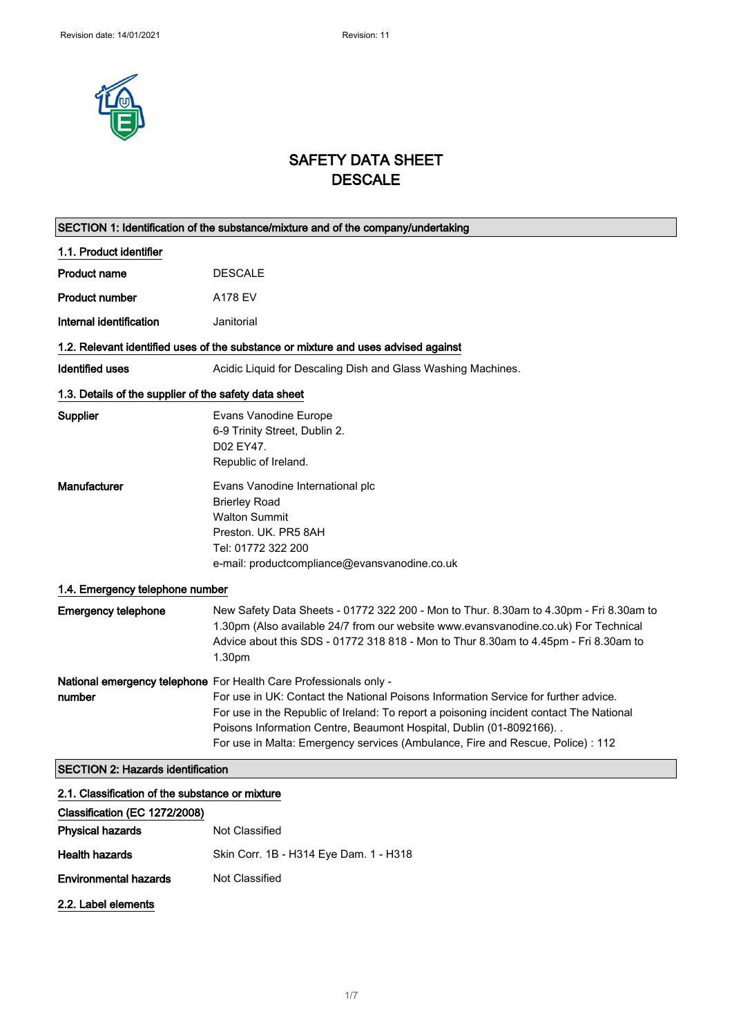# SAFETY DATA SHEET
# DESCALE

## SECTION 1: Identification of the substance/mixture and of the company/undertaking

### 1.1. Product identifier

| | |
|---|---|
| **Product name** | DESCALE |
| **Product number** | A178 EV |
| **Internal identification** | Janitorial |

### 1.2. Relevant identified uses of the substance or mixture and uses advised against

| | |
|---|---|
| **Identified uses** | Acidic Liquid for Descaling Dish and Glass Washing Machines. |

### 1.3. Details of the supplier of the safety data sheet

| | |
|---|---|
| **Supplier** | Evans Vanodine Europe<br>6-9 Trinity Street, Dublin 2.<br>D02 EY47.<br>Republic of Ireland. |
| **Manufacturer** | Evans Vanodine International plc<br>Brierley Road<br>Walton Summit<br>Preston. UK. PR5 8AH<br>Tel: 01772 322 200<br>e-mail: productcompliance@evansvanodine.co.uk |

### 1.4. Emergency telephone number

| | |
|---|---|
| **Emergency telephone** | New Safety Data Sheets - 01772 322 200 - Mon to Thur. 8.30am to 4.30pm - Fri 8.30am to 1.30pm (Also available 24/7 from our website www.evansvanodine.co.uk) For Technical Advice about this SDS - 01772 318 818 - Mon to Thur 8.30am to 4.45pm - Fri 8.30am to 1.30pm |
| **National emergency telephone number** | For Health Care Professionals only -<br>For use in UK: Contact the National Poisons Information Service for further advice.<br>For use in the Republic of Ireland: To report a poisoning incident contact The National Poisons Information Centre, Beaumont Hospital, Dublin (01-8092166). .<br>For use in Malta: Emergency services (Ambulance, Fire and Rescue, Police) : 112 |

## SECTION 2: Hazards identification

### 2.1. Classification of the substance or mixture

**Classification (EC 1272/2008)**

| | |
|---|---|
| **Physical hazards** | Not Classified |
| **Health hazards** | Skin Corr. 1B - H314 Eye Dam. 1 - H318 |
| **Environmental hazards** | Not Classified |

### 2.2. Label elements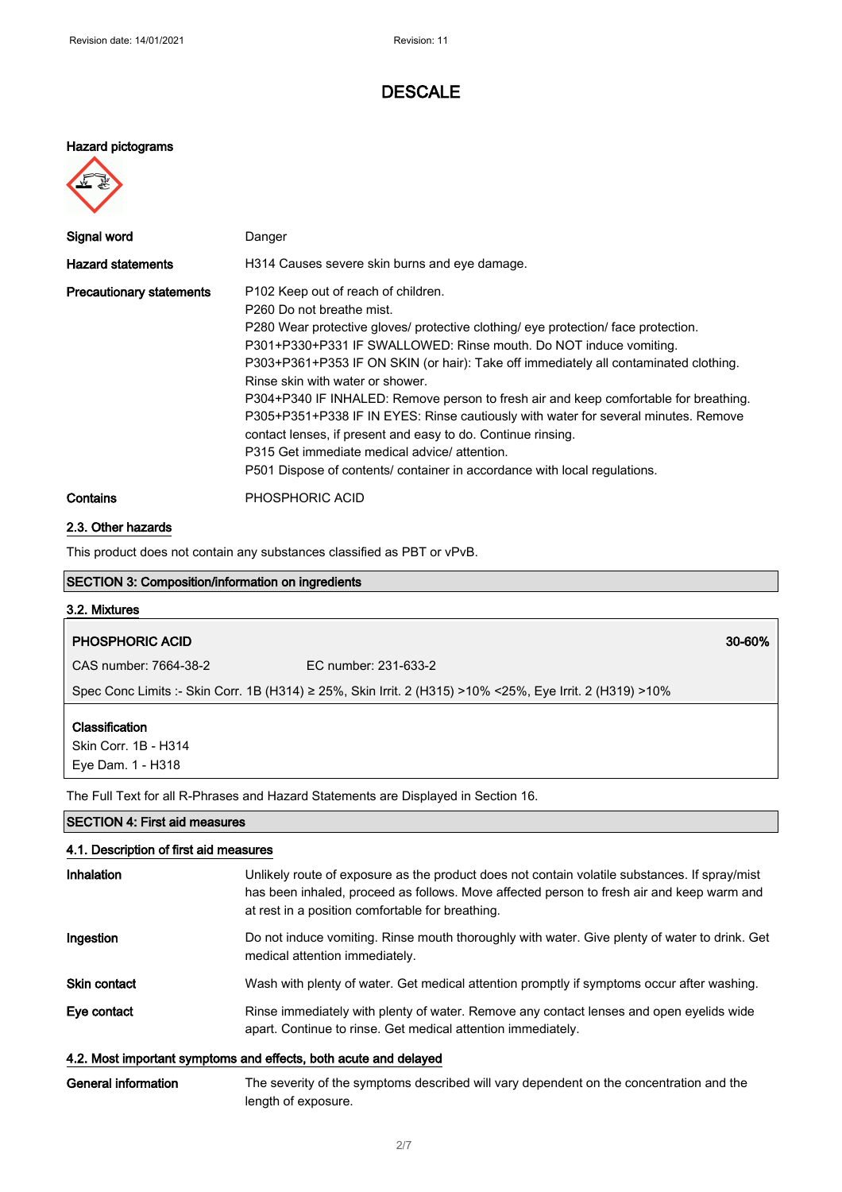# DESCALE

**Hazard pictograms**

| | |
|---|---|
| **Signal word** | Danger |
| **Hazard statements** | H314 Causes severe skin burns and eye damage. |
| **Precautionary statements** | P102 Keep out of reach of children.<br>P260 Do not breathe mist.<br>P280 Wear protective gloves/ protective clothing/ eye protection/ face protection.<br>P301+P330+P331 IF SWALLOWED: Rinse mouth. Do NOT induce vomiting.<br>P303+P361+P353 IF ON SKIN (or hair): Take off immediately all contaminated clothing. Rinse skin with water or shower.<br>P304+P340 IF INHALED: Remove person to fresh air and keep comfortable for breathing.<br>P305+P351+P338 IF IN EYES: Rinse cautiously with water for several minutes. Remove contact lenses, if present and easy to do. Continue rinsing.<br>P315 Get immediate medical advice/ attention.<br>P501 Dispose of contents/ container in accordance with local regulations. |
| **Contains** | PHOSPHORIC ACID |

## 2.3. Other hazards

This product does not contain any substances classified as PBT or vPvB.

## SECTION 3: Composition/information on ingredients

### 3.2. Mixtures

**PHOSPHORIC ACID** 30-60%

CAS number: 7664-38-2 EC number: 231-633-2

Spec Conc Limits :- Skin Corr. 1B (H314) ≥ 25%, Skin Irrit. 2 (H315) >10% <25%, Eye Irrit. 2 (H319) >10%

**Classification**

Skin Corr. 1B - H314

Eye Dam. 1 - H318

The Full Text for all R-Phrases and Hazard Statements are Displayed in Section 16.

## SECTION 4: First aid measures

### 4.1. Description of first aid measures

| | |
|---|---|
| **Inhalation** | Unlikely route of exposure as the product does not contain volatile substances. If spray/mist has been inhaled, proceed as follows. Move affected person to fresh air and keep warm and at rest in a position comfortable for breathing. |
| **Ingestion** | Do not induce vomiting. Rinse mouth thoroughly with water. Give plenty of water to drink. Get medical attention immediately. |
| **Skin contact** | Wash with plenty of water. Get medical attention promptly if symptoms occur after washing. |
| **Eye contact** | Rinse immediately with plenty of water. Remove any contact lenses and open eyelids wide apart. Continue to rinse. Get medical attention immediately. |

### 4.2. Most important symptoms and effects, both acute and delayed

| | |
|---|---|
| **General information** | The severity of the symptoms described will vary dependent on the concentration and the length of exposure. |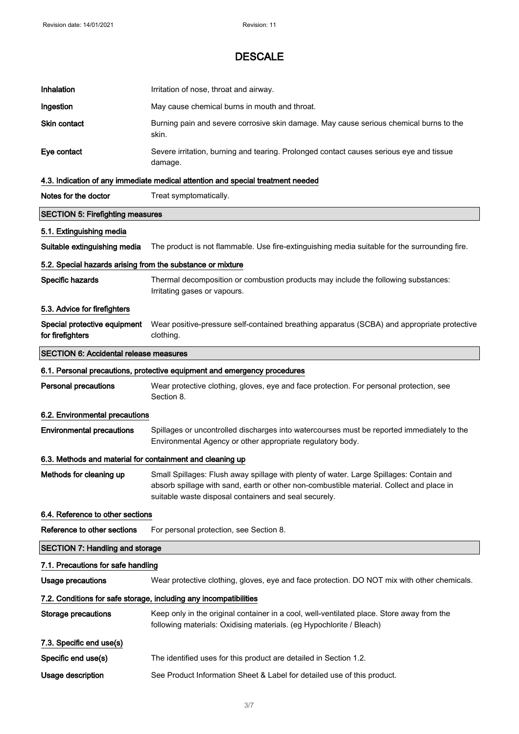| | |
|---|---|
| **Inhalation** | Irritation of nose, throat and airway. |
| **Ingestion** | May cause chemical burns in mouth and throat. |
| **Skin contact** | Burning pain and severe corrosive skin damage. May cause serious chemical burns to the skin. |
| **Eye contact** | Severe irritation, burning and tearing. Prolonged contact causes serious eye and tissue damage. |

#### 4.3. Indication of any immediate medical attention and special treatment needed

| | |
|---|---|
| **Notes for the doctor** | Treat symptomatically. |

## SECTION 5: Firefighting measures

#### 5.1. Extinguishing media

| | |
|---|---|
| **Suitable extinguishing media** | The product is not flammable. Use fire-extinguishing media suitable for the surrounding fire. |

#### 5.2. Special hazards arising from the substance or mixture

| | |
|---|---|
| **Specific hazards** | Thermal decomposition or combustion products may include the following substances: Irritating gases or vapours. |

#### 5.3. Advice for firefighters

| | |
|---|---|
| **Special protective equipment for firefighters** | Wear positive-pressure self-contained breathing apparatus (SCBA) and appropriate protective clothing. |

## SECTION 6: Accidental release measures

#### 6.1. Personal precautions, protective equipment and emergency procedures

| | |
|---|---|
| **Personal precautions** | Wear protective clothing, gloves, eye and face protection. For personal protection, see Section 8. |

#### 6.2. Environmental precautions

| | |
|---|---|
| **Environmental precautions** | Spillages or uncontrolled discharges into watercourses must be reported immediately to the Environmental Agency or other appropriate regulatory body. |

#### 6.3. Methods and material for containment and cleaning up

| | |
|---|---|
| **Methods for cleaning up** | Small Spillages: Flush away spillage with plenty of water. Large Spillages: Contain and absorb spillage with sand, earth or other non-combustible material. Collect and place in suitable waste disposal containers and seal securely. |

#### 6.4. Reference to other sections

| | |
|---|---|
| **Reference to other sections** | For personal protection, see Section 8. |

## SECTION 7: Handling and storage

#### 7.1. Precautions for safe handling

| | |
|---|---|
| **Usage precautions** | Wear protective clothing, gloves, eye and face protection. DO NOT mix with other chemicals. |

#### 7.2. Conditions for safe storage, including any incompatibilities

| | |
|---|---|
| **Storage precautions** | Keep only in the original container in a cool, well-ventilated place. Store away from the following materials: Oxidising materials. (eg Hypochlorite / Bleach) |

#### 7.3. Specific end use(s)

| | |
|---|---|
| **Specific end use(s)** | The identified uses for this product are detailed in Section 1.2. |
| **Usage description** | See Product Information Sheet & Label for detailed use of this product. |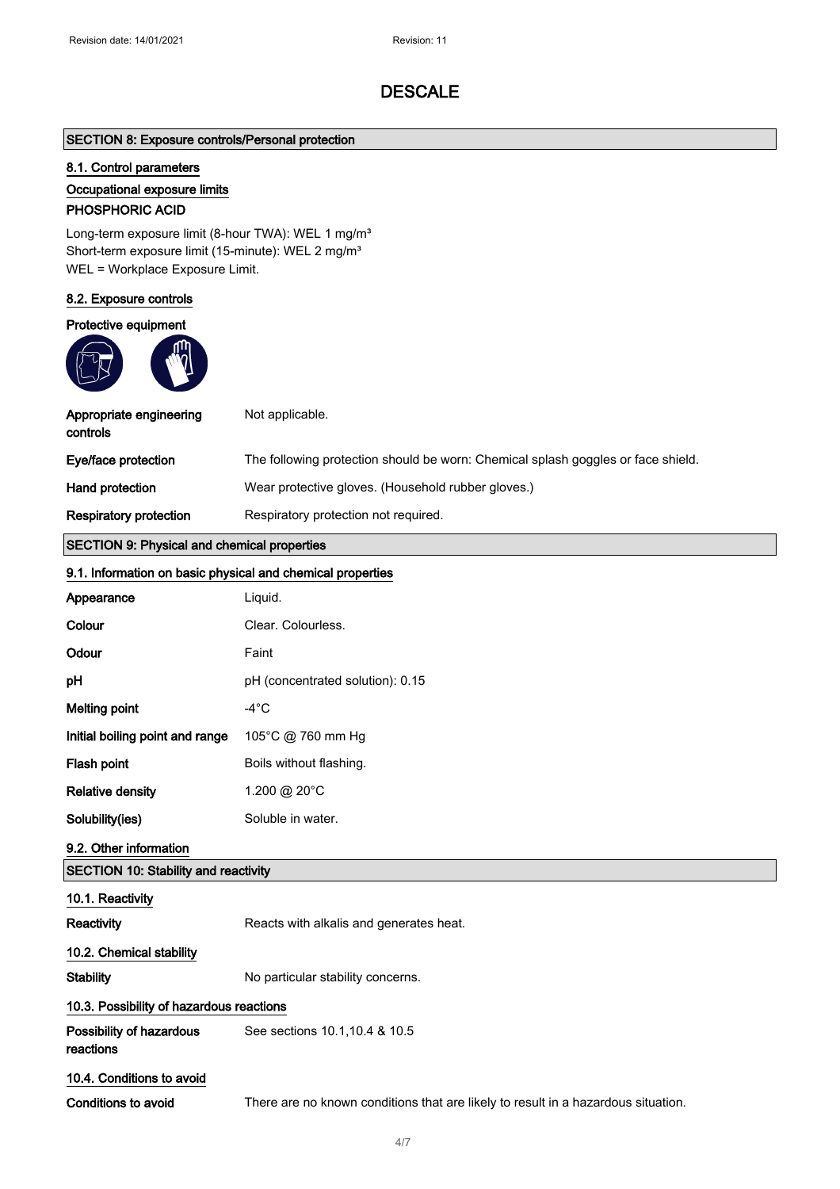# DESCALE

## SECTION 8: Exposure controls/Personal protection

### 8.1. Control parameters

#### Occupational exposure limits

**PHOSPHORIC ACID**

Long-term exposure limit (8-hour TWA): WEL 1 mg/m³
Short-term exposure limit (15-minute): WEL 2 mg/m³
WEL = Workplace Exposure Limit.

### 8.2. Exposure controls

**Protective equipment**

| | |
|---|---|
| **Appropriate engineering controls** | Not applicable. |
| **Eye/face protection** | The following protection should be worn: Chemical splash goggles or face shield. |
| **Hand protection** | Wear protective gloves. (Household rubber gloves.) |
| **Respiratory protection** | Respiratory protection not required. |

## SECTION 9: Physical and chemical properties

### 9.1. Information on basic physical and chemical properties

| | |
|---|---|
| **Appearance** | Liquid. |
| **Colour** | Clear. Colourless. |
| **Odour** | Faint |
| **pH** | pH (concentrated solution): 0.15 |
| **Melting point** | -4°C |
| **Initial boiling point and range** | 105°C @ 760 mm Hg |
| **Flash point** | Boils without flashing. |
| **Relative density** | 1.200 @ 20°C |
| **Solubility(ies)** | Soluble in water. |

### 9.2. Other information

## SECTION 10: Stability and reactivity

### 10.1. Reactivity

| | |
|---|---|
| **Reactivity** | Reacts with alkalis and generates heat. |

### 10.2. Chemical stability

| | |
|---|---|
| **Stability** | No particular stability concerns. |

### 10.3. Possibility of hazardous reactions

| | |
|---|---|
| **Possibility of hazardous reactions** | See sections 10.1,10.4 & 10.5 |

### 10.4. Conditions to avoid

| | |
|---|---|
| **Conditions to avoid** | There are no known conditions that are likely to result in a hazardous situation. |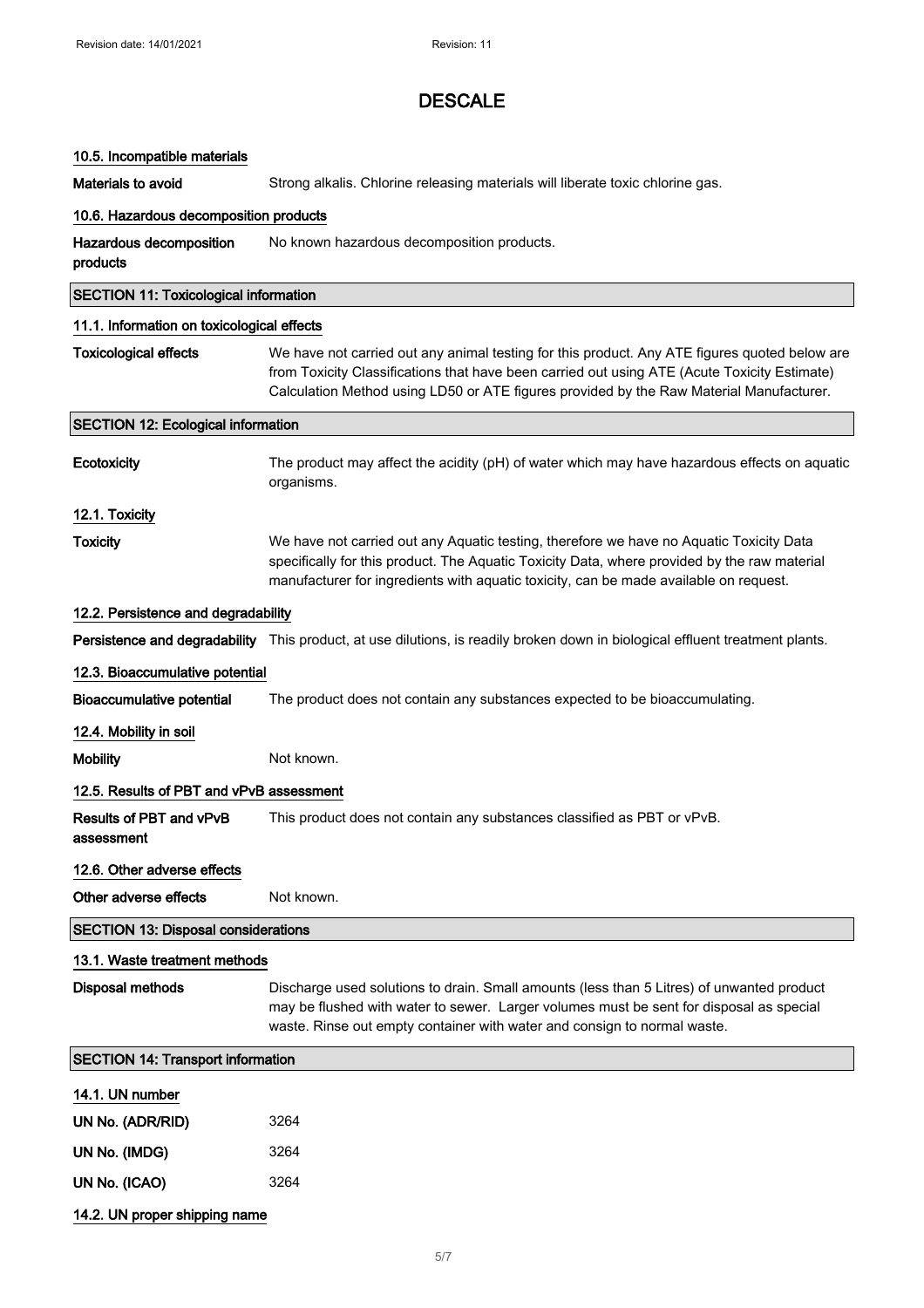# DESCALE

### 10.5. Incompatible materials

**Materials to avoid** Strong alkalis. Chlorine releasing materials will liberate toxic chlorine gas.

### 10.6. Hazardous decomposition products

**Hazardous decomposition products** No known hazardous decomposition products.

## SECTION 11: Toxicological information

### 11.1. Information on toxicological effects

**Toxicological effects** We have not carried out any animal testing for this product. Any ATE figures quoted below are from Toxicity Classifications that have been carried out using ATE (Acute Toxicity Estimate) Calculation Method using LD50 or ATE figures provided by the Raw Material Manufacturer.

## SECTION 12: Ecological information

**Ecotoxicity** The product may affect the acidity (pH) of water which may have hazardous effects on aquatic organisms.

### 12.1. Toxicity

**Toxicity** We have not carried out any Aquatic testing, therefore we have no Aquatic Toxicity Data specifically for this product. The Aquatic Toxicity Data, where provided by the raw material manufacturer for ingredients with aquatic toxicity, can be made available on request.

### 12.2. Persistence and degradability

**Persistence and degradability** This product, at use dilutions, is readily broken down in biological effluent treatment plants.

### 12.3. Bioaccumulative potential

**Bioaccumulative potential** The product does not contain any substances expected to be bioaccumulating.

### 12.4. Mobility in soil

**Mobility** Not known.

### 12.5. Results of PBT and vPvB assessment

**Results of PBT and vPvB assessment** This product does not contain any substances classified as PBT or vPvB.

### 12.6. Other adverse effects

**Other adverse effects** Not known.

## SECTION 13: Disposal considerations

### 13.1. Waste treatment methods

**Disposal methods** Discharge used solutions to drain. Small amounts (less than 5 Litres) of unwanted product may be flushed with water to sewer. Larger volumes must be sent for disposal as special waste. Rinse out empty container with water and consign to normal waste.

## SECTION 14: Transport information

### 14.1. UN number

**UN No. (ADR/RID)** 3264

**UN No. (IMDG)** 3264

**UN No. (ICAO)** 3264

### 14.2. UN proper shipping name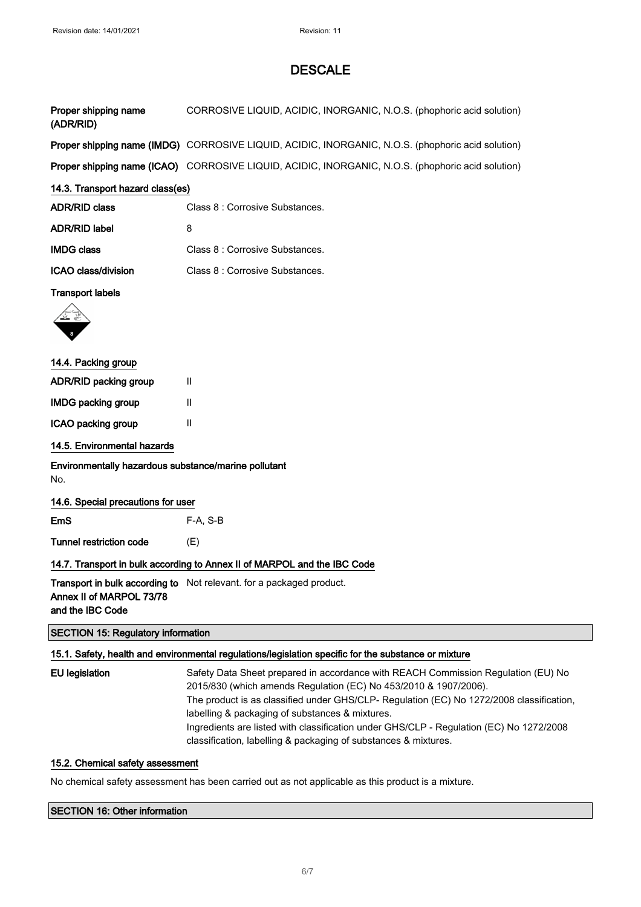# DESCALE

| | |
|---|---|
| **Proper shipping name (ADR/RID)** | CORROSIVE LIQUID, ACIDIC, INORGANIC, N.O.S. (phophoric acid solution) |
| **Proper shipping name (IMDG)** | CORROSIVE LIQUID, ACIDIC, INORGANIC, N.O.S. (phophoric acid solution) |
| **Proper shipping name (ICAO)** | CORROSIVE LIQUID, ACIDIC, INORGANIC, N.O.S. (phophoric acid solution) |

### 14.3. Transport hazard class(es)

| | |
|---|---|
| **ADR/RID class** | Class 8 : Corrosive Substances. |
| **ADR/RID label** | 8 |
| **IMDG class** | Class 8 : Corrosive Substances. |
| **ICAO class/division** | Class 8 : Corrosive Substances. |

**Transport labels**

### 14.4. Packing group

| | |
|---|---|
| **ADR/RID packing group** | II |
| **IMDG packing group** | II |
| **ICAO packing group** | II |

### 14.5. Environmental hazards

**Environmentally hazardous substance/marine pollutant**

No.

### 14.6. Special precautions for user

| | |
|---|---|
| **EmS** | F-A, S-B |
| **Tunnel restriction code** | (E) |

### 14.7. Transport in bulk according to Annex II of MARPOL and the IBC Code

| | |
|---|---|
| **Transport in bulk according to Annex II of MARPOL 73/78 and the IBC Code** | Not relevant. for a packaged product. |

## SECTION 15: Regulatory information

### 15.1. Safety, health and environmental regulations/legislation specific for the substance or mixture

**EU legislation**

Safety Data Sheet prepared in accordance with REACH Commission Regulation (EU) No 2015/830 (which amends Regulation (EC) No 453/2010 & 1907/2006).
The product is as classified under GHS/CLP- Regulation (EC) No 1272/2008 classification, labelling & packaging of substances & mixtures.
Ingredients are listed with classification under GHS/CLP - Regulation (EC) No 1272/2008 classification, labelling & packaging of substances & mixtures.

### 15.2. Chemical safety assessment

No chemical safety assessment has been carried out as not applicable as this product is a mixture.

## SECTION 16: Other information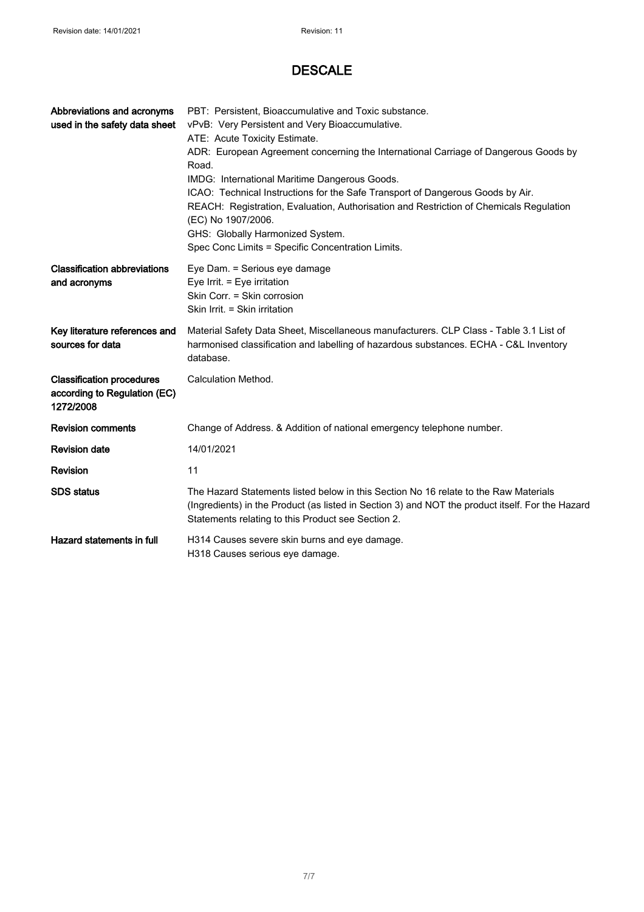# DESCALE

| | |
|---|---|
| **Abbreviations and acronyms used in the safety data sheet** | PBT: Persistent, Bioaccumulative and Toxic substance.<br>vPvB: Very Persistent and Very Bioaccumulative.<br>ATE: Acute Toxicity Estimate.<br>ADR: European Agreement concerning the International Carriage of Dangerous Goods by Road.<br>IMDG: International Maritime Dangerous Goods.<br>ICAO: Technical Instructions for the Safe Transport of Dangerous Goods by Air.<br>REACH: Registration, Evaluation, Authorisation and Restriction of Chemicals Regulation (EC) No 1907/2006.<br>GHS: Globally Harmonized System.<br>Spec Conc Limits = Specific Concentration Limits. |
| **Classification abbreviations and acronyms** | Eye Dam. = Serious eye damage<br>Eye Irrit. = Eye irritation<br>Skin Corr. = Skin corrosion<br>Skin Irrit. = Skin irritation |
| **Key literature references and sources for data** | Material Safety Data Sheet, Miscellaneous manufacturers. CLP Class - Table 3.1 List of harmonised classification and labelling of hazardous substances. ECHA - C&L Inventory database. |
| **Classification procedures according to Regulation (EC) 1272/2008** | Calculation Method. |
| **Revision comments** | Change of Address. & Addition of national emergency telephone number. |
| **Revision date** | 14/01/2021 |
| **Revision** | 11 |
| **SDS status** | The Hazard Statements listed below in this Section No 16 relate to the Raw Materials (Ingredients) in the Product (as listed in Section 3) and NOT the product itself. For the Hazard Statements relating to this Product see Section 2. |
| **Hazard statements in full** | H314 Causes severe skin burns and eye damage.<br>H318 Causes serious eye damage. |